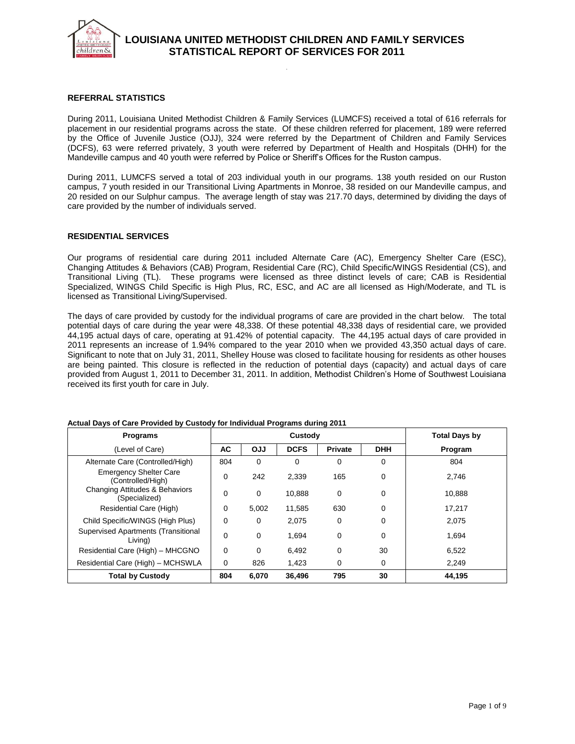# LOUISIANA UNITED METHODIST CHILDREN AND FAMILY SERVICES STATISTICAL REPORT OF SERVICES FOR 2011

## REFERRAL STATISTICS

During 2011, Louisiana United Methodist Children & Family Services (LUMCFS) received a total of 616 referrals for placement in our residential programs across the state. Of these children referred for placement, 189 were referred by the Office of Juvenile Justice (OJJ), 324 were referred by the Department of Children and Family Services (DCFS), 63 were referred privately, 3 youth were referred by Department of Health and Hospitals (DHH) for the Mandeville campus and 40 youth were referred by Police or Sheriff's Offices for the Ruston campus.

During 2011, LUMCFS served a total of 203 individual youth in our programs. 138 youth resided on our Ruston campus, 7 youth resided in our Transitional Living Apartments in Monroe, 38 resided on our Mandeville campus, and 20 resided on our Sulphur campus. The average length of stay was 217.70 days, determined by dividing the days of care provided by the number of individuals served.

## RESIDENTIAL SERVICES

Our programs of residential care during 2011 included Alternate Care (AC), Emergency Shelter Care (ESC), Changing Attitudes & Behaviors (CAB) Program, Residential Care (RC), Child Specific/WINGS Residential (CS), and Transitional Living (TL). These programs were licensed as three distinct levels of care; CAB is Residential Specialized, WINGS Child Specific is High Plus, RC, ESC, and AC are all licensed as High/Moderate, and TL is licensed as Transitional Living/Supervised.

The days of care provided by custody for the individual programs of care are provided in the chart below. The total potential days of care during the year were 48,338. Of these potential 48,338 days of residential care, we provided 44,195 actual days of care, operating at 91.42% of potential capacity. The 44,195 actual days of care provided in 2011 represents an increase of 1.94% compared to the year 2010 when we provided 43,350 actual days of care. Significant to note that on July 31, 2011, Shelley House was closed to facilitate housing for residents as other houses are being painted. This closure is reflected in the reduction of potential days (capacity) and actual days of care provided from August 1, 2011 to December 31, 2011. In addition, Methodist Children's Home of Southwest Louisiana received its first youth for care in July.

**Actual Days of Care Provided by Custody for Individual Programs during 2011**

| Programs | Custody | | | | | Total Days by |
|---|---|---|---|---|---|---|
| (Level of Care) | AC | OJJ | DCFS | Private | DHH | Program |
| Alternate Care (Controlled/High) | 804 | 0 | 0 | 0 | 0 | 804 |
| Emergency Shelter Care (Controlled/High) | 0 | 242 | 2,339 | 165 | 0 | 2,746 |
| Changing Attitudes & Behaviors (Specialized) | 0 | 0 | 10,888 | 0 | 0 | 10,888 |
| Residential Care (High) | 0 | 5,002 | 11,585 | 630 | 0 | 17,217 |
| Child Specific/WINGS (High Plus) | 0 | 0 | 2,075 | 0 | 0 | 2,075 |
| Supervised Apartments (Transitional Living) | 0 | 0 | 1,694 | 0 | 0 | 1,694 |
| Residential Care (High) – MHCGNO | 0 | 0 | 6,492 | 0 | 30 | 6,522 |
| Residential Care (High) – MCHSWLA | 0 | 826 | 1,423 | 0 | 0 | 2,249 |
| **Total by Custody** | **804** | **6,070** | **36,496** | **795** | **30** | **44,195** |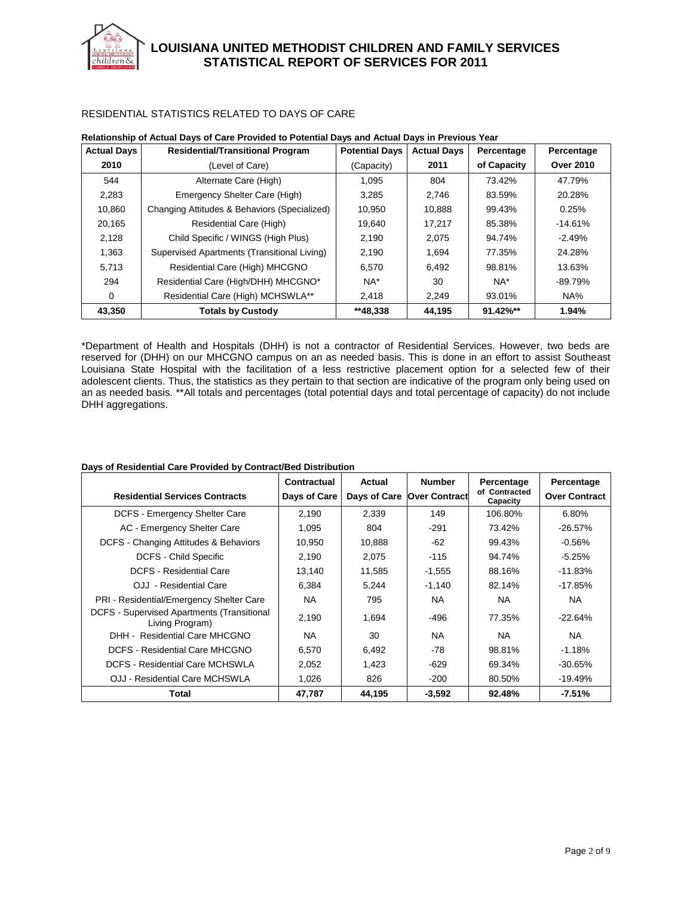# LOUISIANA UNITED METHODIST CHILDREN AND FAMILY SERVICES STATISTICAL REPORT OF SERVICES FOR 2011

## RESIDENTIAL STATISTICS RELATED TO DAYS OF CARE

**Relationship of Actual Days of Care Provided to Potential Days and Actual Days in Previous Year**

| Actual Days 2010 | Residential/Transitional Program (Level of Care) | Potential Days (Capacity) | Actual Days 2011 | Percentage of Capacity | Percentage Over 2010 |
|---|---|---|---|---|---|
| 544 | Alternate Care (High) | 1,095 | 804 | 73.42% | 47.79% |
| 2,283 | Emergency Shelter Care (High) | 3,285 | 2,746 | 83.59% | 20.28% |
| 10,860 | Changing Attitudes & Behaviors (Specialized) | 10,950 | 10,888 | 99.43% | 0.25% |
| 20,165 | Residential Care (High) | 19,640 | 17,217 | 85.38% | -14.61% |
| 2,128 | Child Specific / WINGS (High Plus) | 2,190 | 2,075 | 94.74% | -2.49% |
| 1,363 | Supervised Apartments (Transitional Living) | 2,190 | 1,694 | 77.35% | 24.28% |
| 5,713 | Residential Care (High) MHCGNO | 6,570 | 6,492 | 98.81% | 13.63% |
| 294 | Residential Care (High/DHH) MHCGNO* | NA* | 30 | NA* | -89.79% |
| 0 | Residential Care (High) MCHSWLA** | 2,418 | 2,249 | 93.01% | NA% |
| **43,350** | **Totals by Custody** | **\*\*48,338** | **44,195** | **91.42%\*\*** | **1.94%** |

*Department of Health and Hospitals (DHH) is not a contractor of Residential Services. However, two beds are reserved for (DHH) on our MHCGNO campus on an as needed basis. This is done in an effort to assist Southeast Louisiana State Hospital with the facilitation of a less restrictive placement option for a selected few of their adolescent clients. Thus, the statistics as they pertain to that section are indicative of the program only being used on an as needed basis. **All totals and percentages (total potential days and total percentage of capacity) do not include DHH aggregations.

**Days of Residential Care Provided by Contract/Bed Distribution**

| Residential Services Contracts | Contractual Days of Care | Actual Days of Care | Number Over Contract | Percentage of Contracted Capacity | Percentage Over Contract |
|---|---|---|---|---|---|
| DCFS - Emergency Shelter Care | 2,190 | 2,339 | 149 | 106.80% | 6.80% |
| AC - Emergency Shelter Care | 1,095 | 804 | -291 | 73.42% | -26.57% |
| DCFS - Changing Attitudes & Behaviors | 10,950 | 10,888 | -62 | 99.43% | -0.56% |
| DCFS - Child Specific | 2,190 | 2,075 | -115 | 94.74% | -5.25% |
| DCFS - Residential Care | 13,140 | 11,585 | -1,555 | 88.16% | -11.83% |
| OJJ - Residential Care | 6,384 | 5,244 | -1,140 | 82.14% | -17.85% |
| PRI - Residential/Emergency Shelter Care | NA | 795 | NA | NA | NA |
| DCFS - Supervised Apartments (Transitional Living Program) | 2,190 | 1,694 | -496 | 77.35% | -22.64% |
| DHH - Residential Care MHCGNO | NA | 30 | NA | NA | NA |
| DCFS - Residential Care MHCGNO | 6,570 | 6,492 | -78 | 98.81% | -1.18% |
| DCFS - Residential Care MCHSWLA | 2,052 | 1,423 | -629 | 69.34% | -30.65% |
| OJJ - Residential Care MCHSWLA | 1,026 | 826 | -200 | 80.50% | -19.49% |
| **Total** | **47,787** | **44,195** | **-3,592** | **92.48%** | **-7.51%** |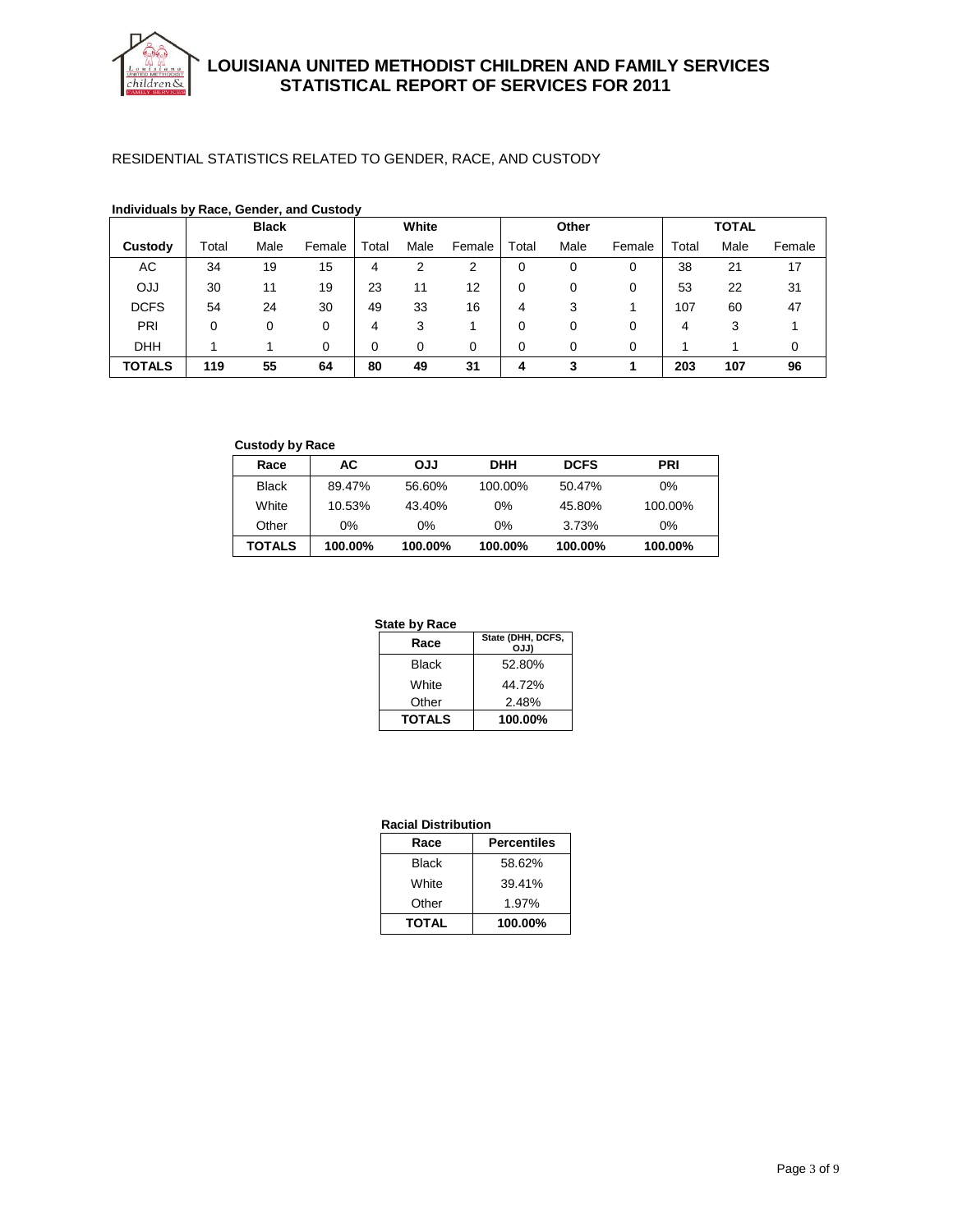# LOUISIANA UNITED METHODIST CHILDREN AND FAMILY SERVICES
## STATISTICAL REPORT OF SERVICES FOR 2011

RESIDENTIAL STATISTICS RELATED TO GENDER, RACE, AND CUSTODY

**Individuals by Race, Gender, and Custody**

| | Black | | | White | | | Other | | | TOTAL | | |
|---|---|---|---|---|---|---|---|---|---|---|---|---|
| **Custody** | Total | Male | Female | Total | Male | Female | Total | Male | Female | Total | Male | Female |
| AC | 34 | 19 | 15 | 4 | 2 | 2 | 0 | 0 | 0 | 38 | 21 | 17 |
| OJJ | 30 | 11 | 19 | 23 | 11 | 12 | 0 | 0 | 0 | 53 | 22 | 31 |
| DCFS | 54 | 24 | 30 | 49 | 33 | 16 | 4 | 3 | 1 | 107 | 60 | 47 |
| PRI | 0 | 0 | 0 | 4 | 3 | 1 | 0 | 0 | 0 | 4 | 3 | 1 |
| DHH | 1 | 1 | 0 | 0 | 0 | 0 | 0 | 0 | 0 | 1 | 1 | 0 |
| **TOTALS** | **119** | **55** | **64** | **80** | **49** | **31** | **4** | **3** | **1** | **203** | **107** | **96** |

**Custody by Race**

| Race | AC | OJJ | DHH | DCFS | PRI |
|---|---|---|---|---|---|
| Black | 89.47% | 56.60% | 100.00% | 50.47% | 0% |
| White | 10.53% | 43.40% | 0% | 45.80% | 100.00% |
| Other | 0% | 0% | 0% | 3.73% | 0% |
| **TOTALS** | **100.00%** | **100.00%** | **100.00%** | **100.00%** | **100.00%** |

**State by Race**

| Race | State (DHH, DCFS, OJJ) |
|---|---|
| Black | 52.80% |
| White | 44.72% |
| Other | 2.48% |
| **TOTALS** | **100.00%** |

**Racial Distribution**

| Race | Percentiles |
|---|---|
| Black | 58.62% |
| White | 39.41% |
| Other | 1.97% |
| **TOTAL** | **100.00%** |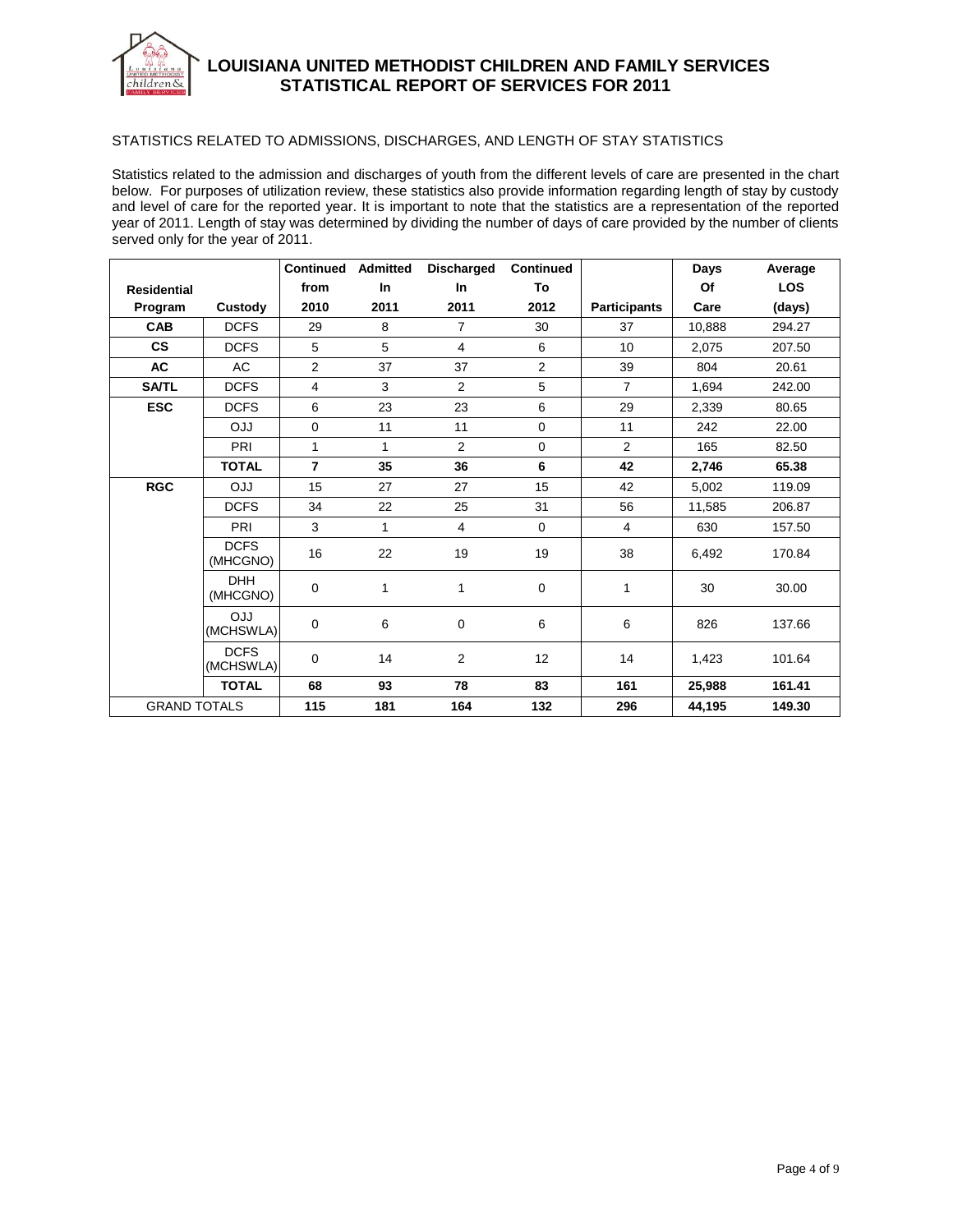# LOUISIANA UNITED METHODIST CHILDREN AND FAMILY SERVICES
## STATISTICAL REPORT OF SERVICES FOR 2011

STATISTICS RELATED TO ADMISSIONS, DISCHARGES, AND LENGTH OF STAY STATISTICS

Statistics related to the admission and discharges of youth from the different levels of care are presented in the chart below. For purposes of utilization review, these statistics also provide information regarding length of stay by custody and level of care for the reported year. It is important to note that the statistics are a representation of the reported year of 2011. Length of stay was determined by dividing the number of days of care provided by the number of clients served only for the year of 2011.

| Residential Program | Custody | Continued from 2010 | Admitted In 2011 | Discharged In 2011 | Continued To 2012 | Participants | Days Of Care | Average LOS (days) |
|---|---|---|---|---|---|---|---|---|
| **CAB** | DCFS | 29 | 8 | 7 | 30 | 37 | 10,888 | 294.27 |
| **CS** | DCFS | 5 | 5 | 4 | 6 | 10 | 2,075 | 207.50 |
| **AC** | AC | 2 | 37 | 37 | 2 | 39 | 804 | 20.61 |
| **SA/TL** | DCFS | 4 | 3 | 2 | 5 | 7 | 1,694 | 242.00 |
| **ESC** | DCFS | 6 | 23 | 23 | 6 | 29 | 2,339 | 80.65 |
| | OJJ | 0 | 11 | 11 | 0 | 11 | 242 | 22.00 |
| | PRI | 1 | 1 | 2 | 0 | 2 | 165 | 82.50 |
| | **TOTAL** | **7** | **35** | **36** | **6** | **42** | **2,746** | **65.38** |
| **RGC** | OJJ | 15 | 27 | 27 | 15 | 42 | 5,002 | 119.09 |
| | DCFS | 34 | 22 | 25 | 31 | 56 | 11,585 | 206.87 |
| | PRI | 3 | 1 | 4 | 0 | 4 | 630 | 157.50 |
| | DCFS (MHCGNO) | 16 | 22 | 19 | 19 | 38 | 6,492 | 170.84 |
| | DHH (MHCGNO) | 0 | 1 | 1 | 0 | 1 | 30 | 30.00 |
| | OJJ (MCHSWLA) | 0 | 6 | 0 | 6 | 6 | 826 | 137.66 |
| | DCFS (MCHSWLA) | 0 | 14 | 2 | 12 | 14 | 1,423 | 101.64 |
| | **TOTAL** | **68** | **93** | **78** | **83** | **161** | **25,988** | **161.41** |
| GRAND TOTALS | | **115** | **181** | **164** | **132** | **296** | **44,195** | **149.30** |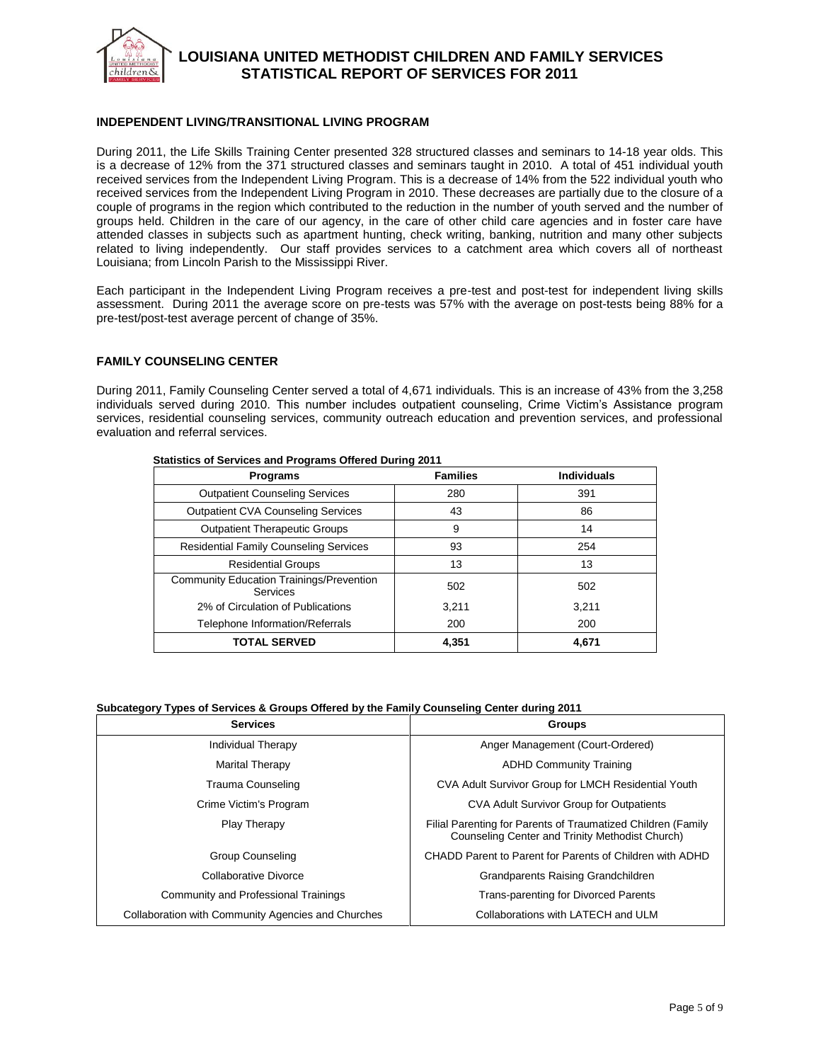# LOUISIANA UNITED METHODIST CHILDREN AND FAMILY SERVICES
## STATISTICAL REPORT OF SERVICES FOR 2011

### INDEPENDENT LIVING/TRANSITIONAL LIVING PROGRAM

During 2011, the Life Skills Training Center presented 328 structured classes and seminars to 14-18 year olds. This is a decrease of 12% from the 371 structured classes and seminars taught in 2010. A total of 451 individual youth received services from the Independent Living Program. This is a decrease of 14% from the 522 individual youth who received services from the Independent Living Program in 2010. These decreases are partially due to the closure of a couple of programs in the region which contributed to the reduction in the number of youth served and the number of groups held. Children in the care of our agency, in the care of other child care agencies and in foster care have attended classes in subjects such as apartment hunting, check writing, banking, nutrition and many other subjects related to living independently. Our staff provides services to a catchment area which covers all of northeast Louisiana; from Lincoln Parish to the Mississippi River.

Each participant in the Independent Living Program receives a pre-test and post-test for independent living skills assessment. During 2011 the average score on pre-tests was 57% with the average on post-tests being 88% for a pre-test/post-test average percent of change of 35%.

### FAMILY COUNSELING CENTER

During 2011, Family Counseling Center served a total of 4,671 individuals. This is an increase of 43% from the 3,258 individuals served during 2010. This number includes outpatient counseling, Crime Victim's Assistance program services, residential counseling services, community outreach education and prevention services, and professional evaluation and referral services.

**Statistics of Services and Programs Offered During 2011**

| Programs | Families | Individuals |
|---|---|---|
| Outpatient Counseling Services | 280 | 391 |
| Outpatient CVA Counseling Services | 43 | 86 |
| Outpatient Therapeutic Groups | 9 | 14 |
| Residential Family Counseling Services | 93 | 254 |
| Residential Groups | 13 | 13 |
| Community Education Trainings/Prevention Services | 502 | 502 |
| 2% of Circulation of Publications | 3,211 | 3,211 |
| Telephone Information/Referrals | 200 | 200 |
| **TOTAL SERVED** | **4,351** | **4,671** |

**Subcategory Types of Services & Groups Offered by the Family Counseling Center during 2011**

| Services | Groups |
|---|---|
| Individual Therapy | Anger Management (Court-Ordered) |
| Marital Therapy | ADHD Community Training |
| Trauma Counseling | CVA Adult Survivor Group for LMCH Residential Youth |
| Crime Victim's Program | CVA Adult Survivor Group for Outpatients |
| Play Therapy | Filial Parenting for Parents of Traumatized Children (Family Counseling Center and Trinity Methodist Church) |
| Group Counseling | CHADD Parent to Parent for Parents of Children with ADHD |
| Collaborative Divorce | Grandparents Raising Grandchildren |
| Community and Professional Trainings | Trans-parenting for Divorced Parents |
| Collaboration with Community Agencies and Churches | Collaborations with LATECH and ULM |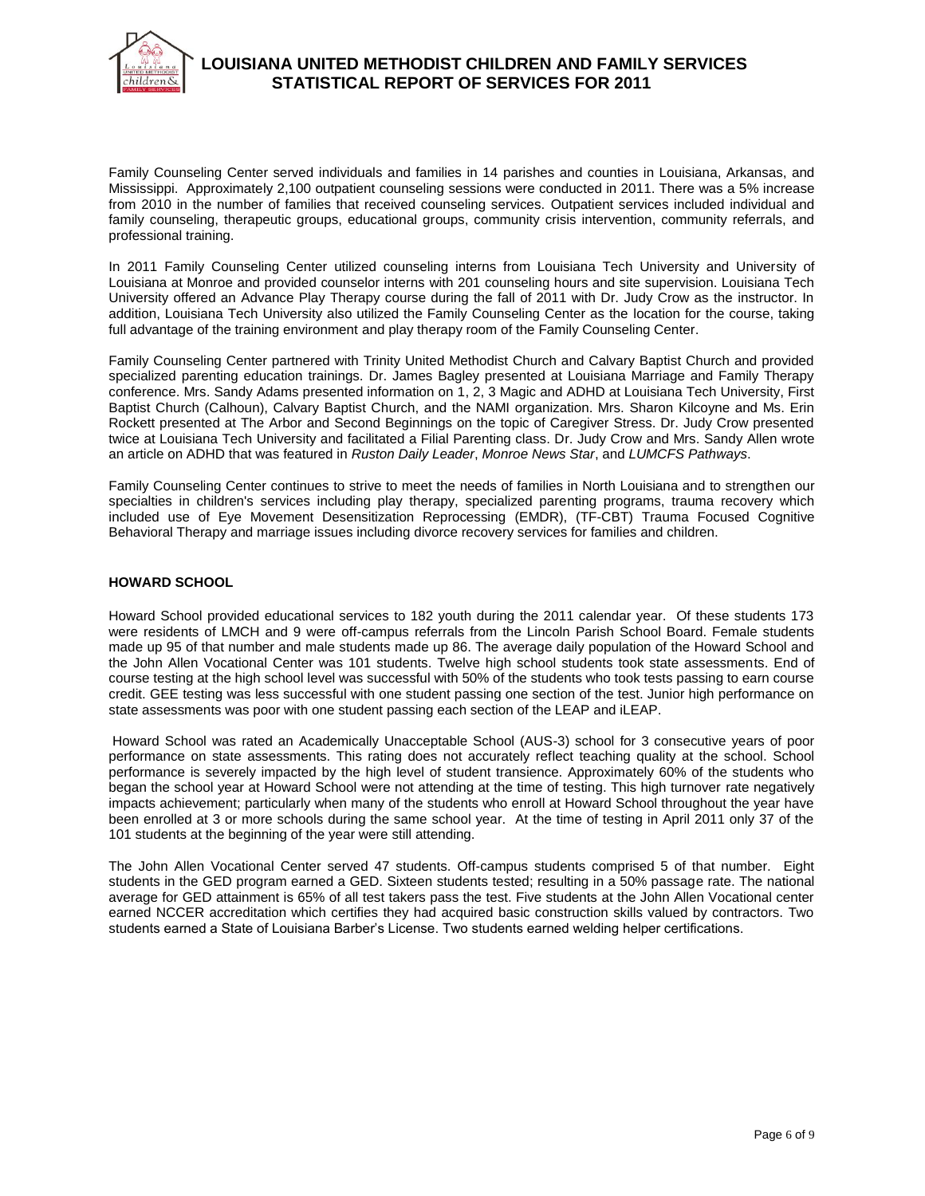Family Counseling Center served individuals and families in 14 parishes and counties in Louisiana, Arkansas, and Mississippi. Approximately 2,100 outpatient counseling sessions were conducted in 2011. There was a 5% increase from 2010 in the number of families that received counseling services. Outpatient services included individual and family counseling, therapeutic groups, educational groups, community crisis intervention, community referrals, and professional training.

In 2011 Family Counseling Center utilized counseling interns from Louisiana Tech University and University of Louisiana at Monroe and provided counselor interns with 201 counseling hours and site supervision. Louisiana Tech University offered an Advance Play Therapy course during the fall of 2011 with Dr. Judy Crow as the instructor. In addition, Louisiana Tech University also utilized the Family Counseling Center as the location for the course, taking full advantage of the training environment and play therapy room of the Family Counseling Center.

Family Counseling Center partnered with Trinity United Methodist Church and Calvary Baptist Church and provided specialized parenting education trainings. Dr. James Bagley presented at Louisiana Marriage and Family Therapy conference. Mrs. Sandy Adams presented information on 1, 2, 3 Magic and ADHD at Louisiana Tech University, First Baptist Church (Calhoun), Calvary Baptist Church, and the NAMI organization. Mrs. Sharon Kilcoyne and Ms. Erin Rockett presented at The Arbor and Second Beginnings on the topic of Caregiver Stress. Dr. Judy Crow presented twice at Louisiana Tech University and facilitated a Filial Parenting class. Dr. Judy Crow and Mrs. Sandy Allen wrote an article on ADHD that was featured in *Ruston Daily Leader*, *Monroe News Star*, and *LUMCFS Pathways*.

Family Counseling Center continues to strive to meet the needs of families in North Louisiana and to strengthen our specialties in children's services including play therapy, specialized parenting programs, trauma recovery which included use of Eye Movement Desensitization Reprocessing (EMDR), (TF-CBT) Trauma Focused Cognitive Behavioral Therapy and marriage issues including divorce recovery services for families and children.

**HOWARD SCHOOL**

Howard School provided educational services to 182 youth during the 2011 calendar year. Of these students 173 were residents of LMCH and 9 were off-campus referrals from the Lincoln Parish School Board. Female students made up 95 of that number and male students made up 86. The average daily population of the Howard School and the John Allen Vocational Center was 101 students. Twelve high school students took state assessments. End of course testing at the high school level was successful with 50% of the students who took tests passing to earn course credit. GEE testing was less successful with one student passing one section of the test. Junior high performance on state assessments was poor with one student passing each section of the LEAP and iLEAP.

Howard School was rated an Academically Unacceptable School (AUS-3) school for 3 consecutive years of poor performance on state assessments. This rating does not accurately reflect teaching quality at the school. School performance is severely impacted by the high level of student transience. Approximately 60% of the students who began the school year at Howard School were not attending at the time of testing. This high turnover rate negatively impacts achievement; particularly when many of the students who enroll at Howard School throughout the year have been enrolled at 3 or more schools during the same school year. At the time of testing in April 2011 only 37 of the 101 students at the beginning of the year were still attending.

The John Allen Vocational Center served 47 students. Off-campus students comprised 5 of that number. Eight students in the GED program earned a GED. Sixteen students tested; resulting in a 50% passage rate. The national average for GED attainment is 65% of all test takers pass the test. Five students at the John Allen Vocational center earned NCCER accreditation which certifies they had acquired basic construction skills valued by contractors. Two students earned a State of Louisiana Barber's License. Two students earned welding helper certifications.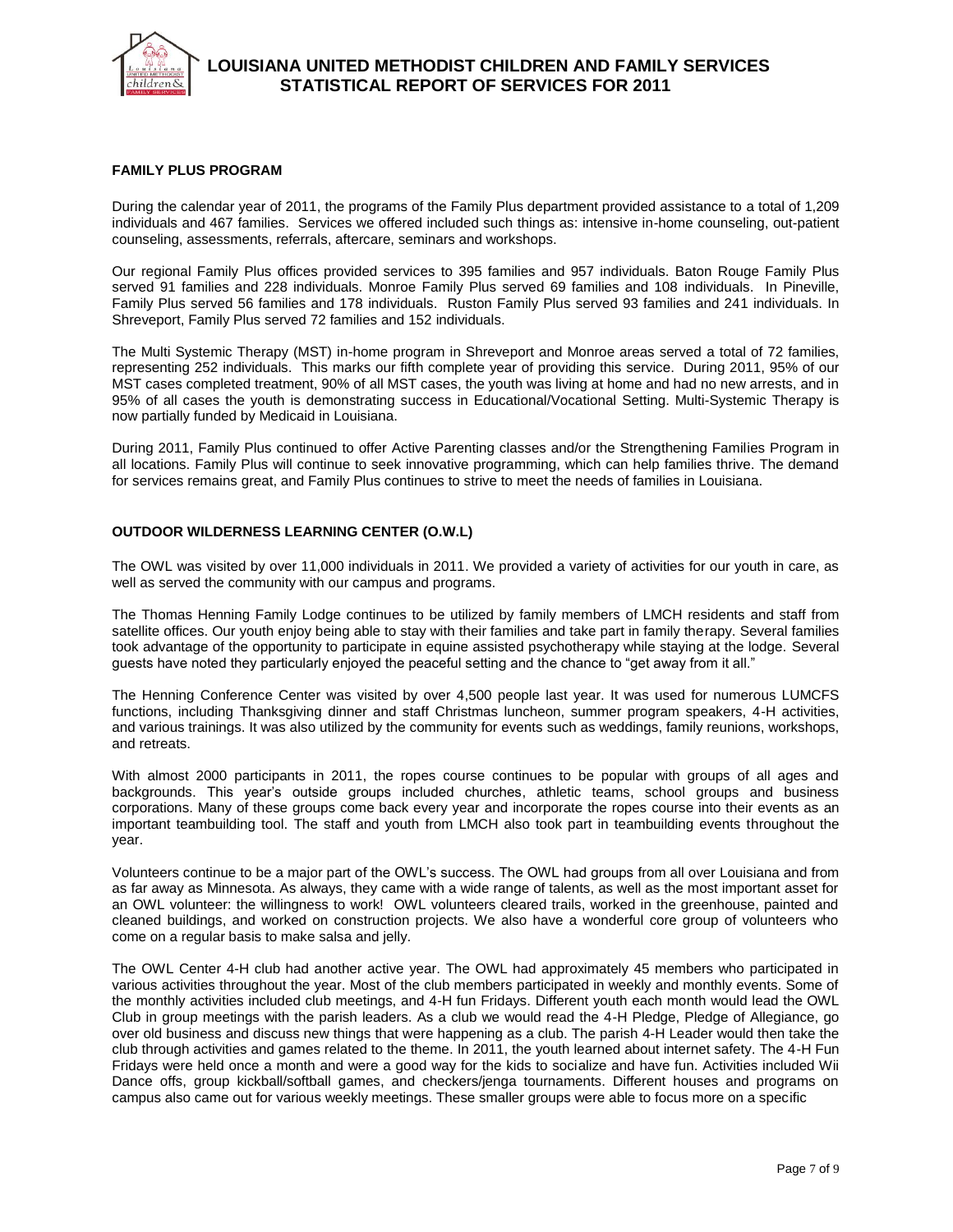# LOUISIANA UNITED METHODIST CHILDREN AND FAMILY SERVICES STATISTICAL REPORT OF SERVICES FOR 2011

## FAMILY PLUS PROGRAM

During the calendar year of 2011, the programs of the Family Plus department provided assistance to a total of 1,209 individuals and 467 families. Services we offered included such things as: intensive in-home counseling, out-patient counseling, assessments, referrals, aftercare, seminars and workshops.

Our regional Family Plus offices provided services to 395 families and 957 individuals. Baton Rouge Family Plus served 91 families and 228 individuals. Monroe Family Plus served 69 families and 108 individuals. In Pineville, Family Plus served 56 families and 178 individuals. Ruston Family Plus served 93 families and 241 individuals. In Shreveport, Family Plus served 72 families and 152 individuals.

The Multi Systemic Therapy (MST) in-home program in Shreveport and Monroe areas served a total of 72 families, representing 252 individuals. This marks our fifth complete year of providing this service. During 2011, 95% of our MST cases completed treatment, 90% of all MST cases, the youth was living at home and had no new arrests, and in 95% of all cases the youth is demonstrating success in Educational/Vocational Setting. Multi-Systemic Therapy is now partially funded by Medicaid in Louisiana.

During 2011, Family Plus continued to offer Active Parenting classes and/or the Strengthening Families Program in all locations. Family Plus will continue to seek innovative programming, which can help families thrive. The demand for services remains great, and Family Plus continues to strive to meet the needs of families in Louisiana.

## OUTDOOR WILDERNESS LEARNING CENTER (O.W.L)

The OWL was visited by over 11,000 individuals in 2011. We provided a variety of activities for our youth in care, as well as served the community with our campus and programs.

The Thomas Henning Family Lodge continues to be utilized by family members of LMCH residents and staff from satellite offices. Our youth enjoy being able to stay with their families and take part in family therapy. Several families took advantage of the opportunity to participate in equine assisted psychotherapy while staying at the lodge. Several guests have noted they particularly enjoyed the peaceful setting and the chance to "get away from it all."

The Henning Conference Center was visited by over 4,500 people last year. It was used for numerous LUMCFS functions, including Thanksgiving dinner and staff Christmas luncheon, summer program speakers, 4-H activities, and various trainings. It was also utilized by the community for events such as weddings, family reunions, workshops, and retreats.

With almost 2000 participants in 2011, the ropes course continues to be popular with groups of all ages and backgrounds. This year's outside groups included churches, athletic teams, school groups and business corporations. Many of these groups come back every year and incorporate the ropes course into their events as an important teambuilding tool. The staff and youth from LMCH also took part in teambuilding events throughout the year.

Volunteers continue to be a major part of the OWL's success. The OWL had groups from all over Louisiana and from as far away as Minnesota. As always, they came with a wide range of talents, as well as the most important asset for an OWL volunteer: the willingness to work! OWL volunteers cleared trails, worked in the greenhouse, painted and cleaned buildings, and worked on construction projects. We also have a wonderful core group of volunteers who come on a regular basis to make salsa and jelly.

The OWL Center 4-H club had another active year. The OWL had approximately 45 members who participated in various activities throughout the year. Most of the club members participated in weekly and monthly events. Some of the monthly activities included club meetings, and 4-H fun Fridays. Different youth each month would lead the OWL Club in group meetings with the parish leaders. As a club we would read the 4-H Pledge, Pledge of Allegiance, go over old business and discuss new things that were happening as a club. The parish 4-H Leader would then take the club through activities and games related to the theme. In 2011, the youth learned about internet safety. The 4-H Fun Fridays were held once a month and were a good way for the kids to socialize and have fun. Activities included Wii Dance offs, group kickball/softball games, and checkers/jenga tournaments. Different houses and programs on campus also came out for various weekly meetings. These smaller groups were able to focus more on a specific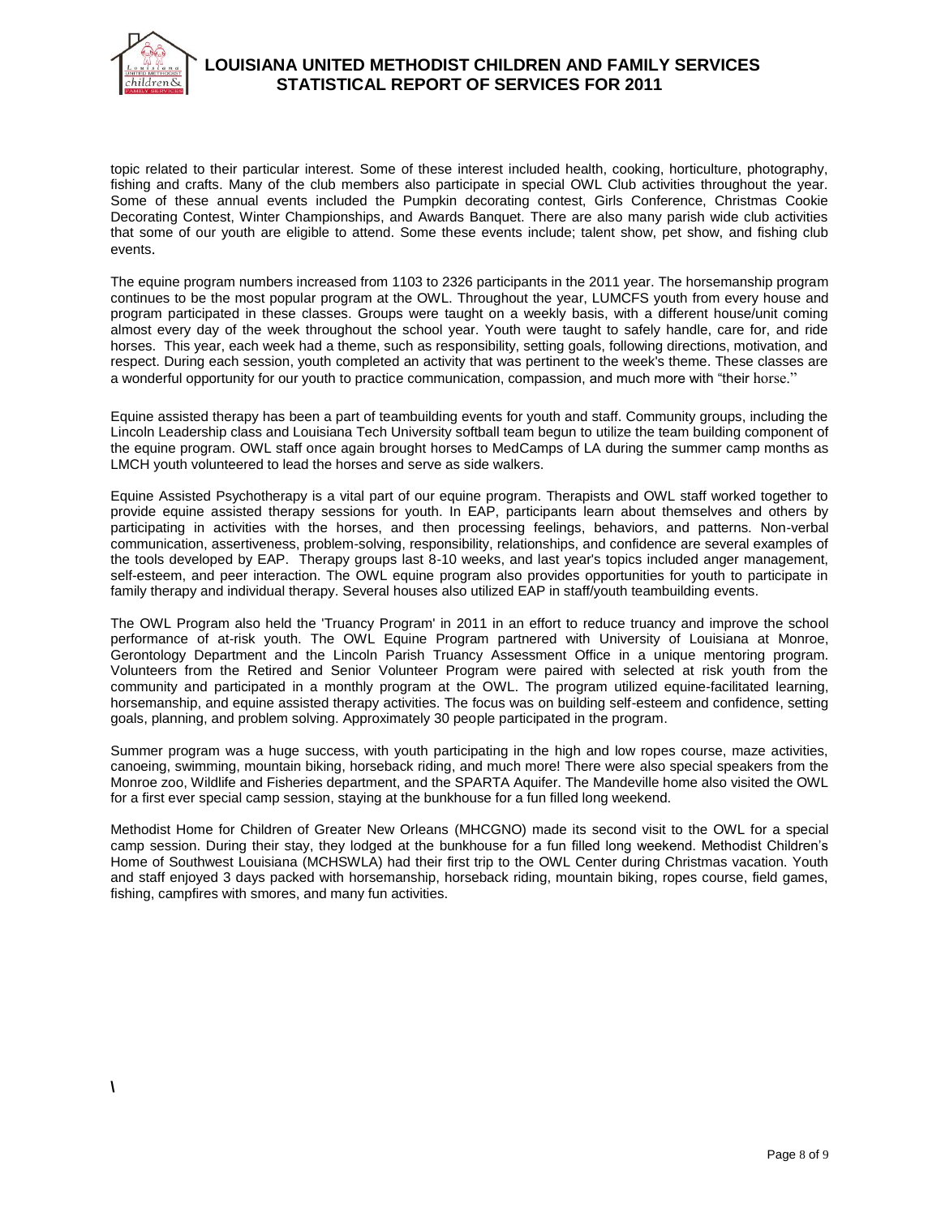topic related to their particular interest. Some of these interest included health, cooking, horticulture, photography, fishing and crafts. Many of the club members also participate in special OWL Club activities throughout the year. Some of these annual events included the Pumpkin decorating contest, Girls Conference, Christmas Cookie Decorating Contest, Winter Championships, and Awards Banquet. There are also many parish wide club activities that some of our youth are eligible to attend. Some these events include; talent show, pet show, and fishing club events.

The equine program numbers increased from 1103 to 2326 participants in the 2011 year. The horsemanship program continues to be the most popular program at the OWL. Throughout the year, LUMCFS youth from every house and program participated in these classes. Groups were taught on a weekly basis, with a different house/unit coming almost every day of the week throughout the school year. Youth were taught to safely handle, care for, and ride horses. This year, each week had a theme, such as responsibility, setting goals, following directions, motivation, and respect. During each session, youth completed an activity that was pertinent to the week's theme. These classes are a wonderful opportunity for our youth to practice communication, compassion, and much more with "their horse."

Equine assisted therapy has been a part of teambuilding events for youth and staff. Community groups, including the Lincoln Leadership class and Louisiana Tech University softball team begun to utilize the team building component of the equine program. OWL staff once again brought horses to MedCamps of LA during the summer camp months as LMCH youth volunteered to lead the horses and serve as side walkers.

Equine Assisted Psychotherapy is a vital part of our equine program. Therapists and OWL staff worked together to provide equine assisted therapy sessions for youth. In EAP, participants learn about themselves and others by participating in activities with the horses, and then processing feelings, behaviors, and patterns. Non-verbal communication, assertiveness, problem-solving, responsibility, relationships, and confidence are several examples of the tools developed by EAP. Therapy groups last 8-10 weeks, and last year's topics included anger management, self-esteem, and peer interaction. The OWL equine program also provides opportunities for youth to participate in family therapy and individual therapy. Several houses also utilized EAP in staff/youth teambuilding events.

The OWL Program also held the 'Truancy Program' in 2011 in an effort to reduce truancy and improve the school performance of at-risk youth. The OWL Equine Program partnered with University of Louisiana at Monroe, Gerontology Department and the Lincoln Parish Truancy Assessment Office in a unique mentoring program. Volunteers from the Retired and Senior Volunteer Program were paired with selected at risk youth from the community and participated in a monthly program at the OWL. The program utilized equine-facilitated learning, horsemanship, and equine assisted therapy activities. The focus was on building self-esteem and confidence, setting goals, planning, and problem solving. Approximately 30 people participated in the program.

Summer program was a huge success, with youth participating in the high and low ropes course, maze activities, canoeing, swimming, mountain biking, horseback riding, and much more! There were also special speakers from the Monroe zoo, Wildlife and Fisheries department, and the SPARTA Aquifer. The Mandeville home also visited the OWL for a first ever special camp session, staying at the bunkhouse for a fun filled long weekend.

Methodist Home for Children of Greater New Orleans (MHCGNO) made its second visit to the OWL for a special camp session. During their stay, they lodged at the bunkhouse for a fun filled long weekend. Methodist Children's Home of Southwest Louisiana (MCHSWLA) had their first trip to the OWL Center during Christmas vacation. Youth and staff enjoyed 3 days packed with horsemanship, horseback riding, mountain biking, ropes course, field games, fishing, campfires with smores, and many fun activities.

\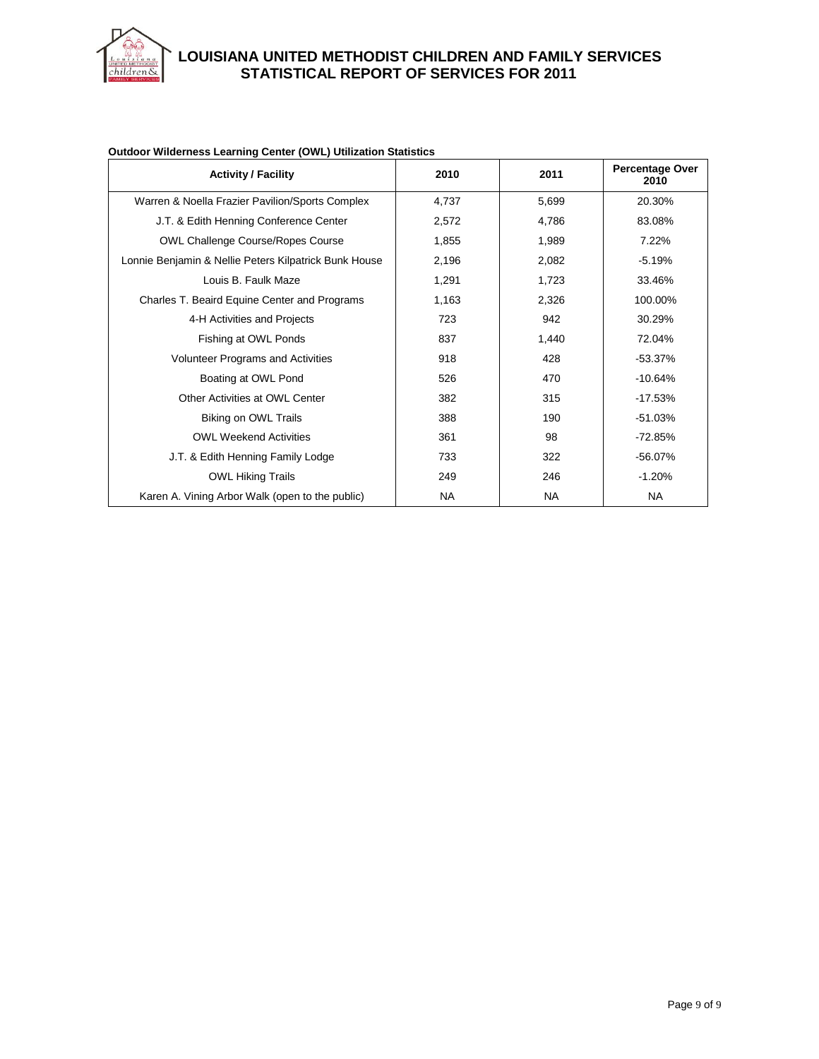# LOUISIANA UNITED METHODIST CHILDREN AND FAMILY SERVICES
## STATISTICAL REPORT OF SERVICES FOR 2011

**Outdoor Wilderness Learning Center (OWL) Utilization Statistics**

| Activity / Facility | 2010 | 2011 | Percentage Over 2010 |
|---|---|---|---|
| Warren & Noella Frazier Pavilion/Sports Complex | 4,737 | 5,699 | 20.30% |
| J.T. & Edith Henning Conference Center | 2,572 | 4,786 | 83.08% |
| OWL Challenge Course/Ropes Course | 1,855 | 1,989 | 7.22% |
| Lonnie Benjamin & Nellie Peters Kilpatrick Bunk House | 2,196 | 2,082 | -5.19% |
| Louis B. Faulk Maze | 1,291 | 1,723 | 33.46% |
| Charles T. Beaird Equine Center and Programs | 1,163 | 2,326 | 100.00% |
| 4-H Activities and Projects | 723 | 942 | 30.29% |
| Fishing at OWL Ponds | 837 | 1,440 | 72.04% |
| Volunteer Programs and Activities | 918 | 428 | -53.37% |
| Boating at OWL Pond | 526 | 470 | -10.64% |
| Other Activities at OWL Center | 382 | 315 | -17.53% |
| Biking on OWL Trails | 388 | 190 | -51.03% |
| OWL Weekend Activities | 361 | 98 | -72.85% |
| J.T. & Edith Henning Family Lodge | 733 | 322 | -56.07% |
| OWL Hiking Trails | 249 | 246 | -1.20% |
| Karen A. Vining Arbor Walk (open to the public) | NA | NA | NA |